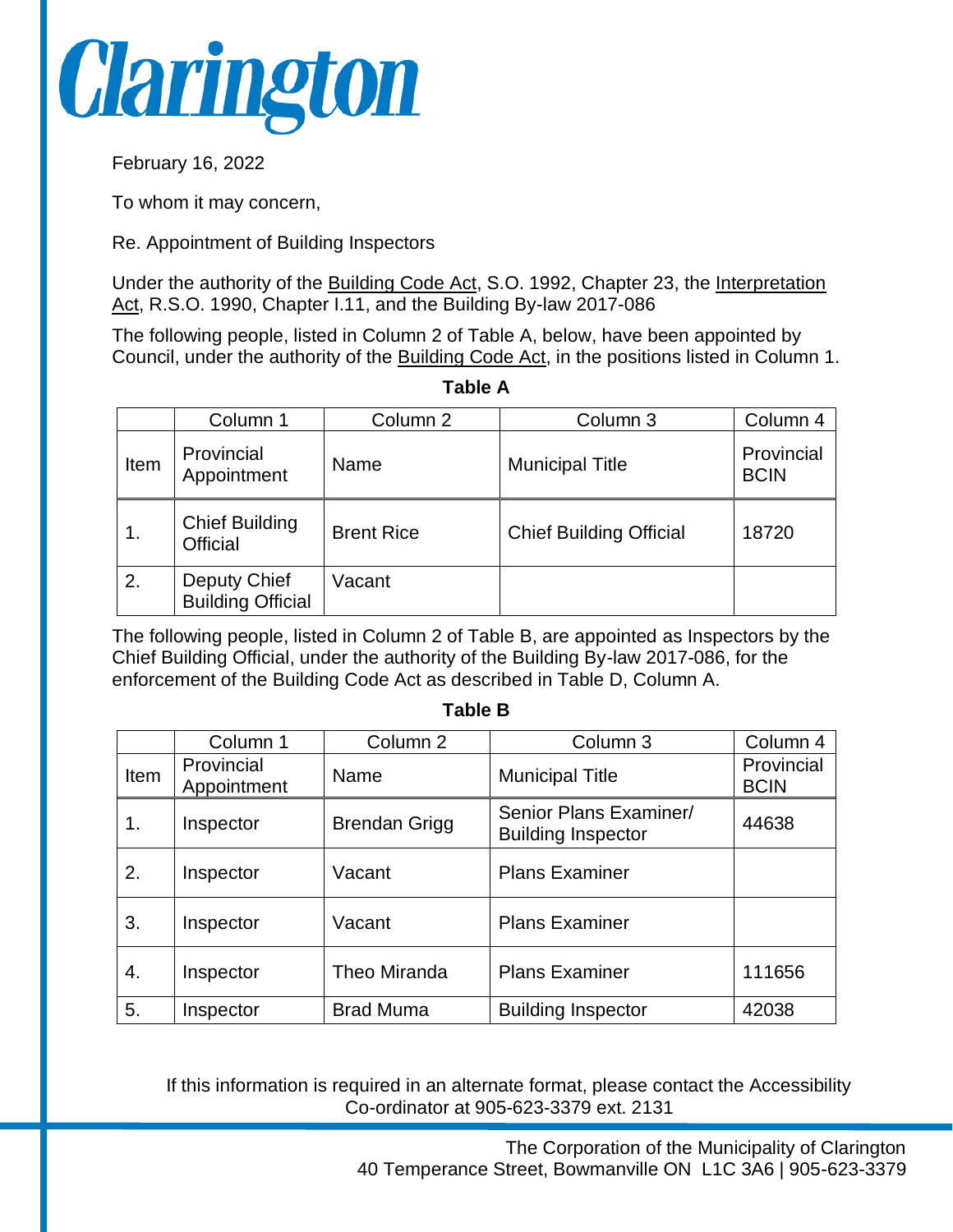# Clarington

February 16, 2022

To whom it may concern,

Re. Appointment of Building Inspectors

Under the authority of the Building Code Act, S.O. 1992, Chapter 23, the Interpretation Act, R.S.O. 1990, Chapter I.11, and the Building By-law 2017-086

The following people, listed in Column 2 of Table A, below, have been appointed by Council, under the authority of the Building Code Act, in the positions listed in Column 1.

**Table A**

| | Column 1 | Column 2 | Column 3 | Column 4 |
|---|---|---|---|---|
| Item | Provincial Appointment | Name | Municipal Title | Provincial BCIN |
| 1. | Chief Building Official | Brent Rice | Chief Building Official | 18720 |
| 2. | Deputy Chief Building Official | Vacant | | |

The following people, listed in Column 2 of Table B, are appointed as Inspectors by the Chief Building Official, under the authority of the Building By-law 2017-086, for the enforcement of the Building Code Act as described in Table D, Column A.

**Table B**

| | Column 1 | Column 2 | Column 3 | Column 4 |
|---|---|---|---|---|
| Item | Provincial Appointment | Name | Municipal Title | Provincial BCIN |
| 1. | Inspector | Brendan Grigg | Senior Plans Examiner/ Building Inspector | 44638 |
| 2. | Inspector | Vacant | Plans Examiner | |
| 3. | Inspector | Vacant | Plans Examiner | |
| 4. | Inspector | Theo Miranda | Plans Examiner | 111656 |
| 5. | Inspector | Brad Muma | Building Inspector | 42038 |

If this information is required in an alternate format, please contact the Accessibility Co-ordinator at 905-623-3379 ext. 2131

The Corporation of the Municipality of Clarington
40 Temperance Street, Bowmanville ON L1C 3A6 | 905-623-3379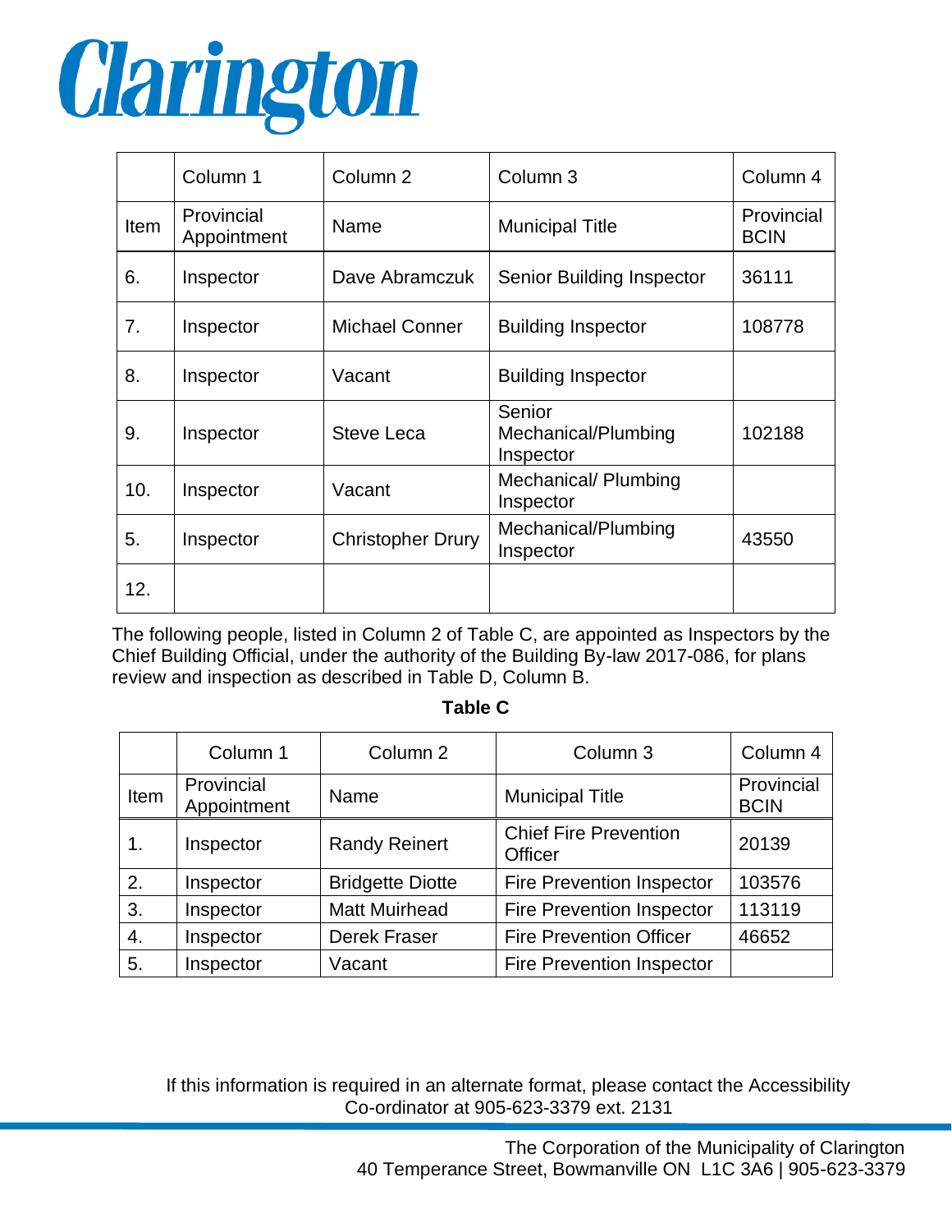Clarington

| | Column 1 | Column 2 | Column 3 | Column 4 |
|---|---|---|---|---|
| Item | Provincial Appointment | Name | Municipal Title | Provincial BCIN |
| 6. | Inspector | Dave Abramczuk | Senior Building Inspector | 36111 |
| 7. | Inspector | Michael Conner | Building Inspector | 108778 |
| 8. | Inspector | Vacant | Building Inspector | |
| 9. | Inspector | Steve Leca | Senior Mechanical/Plumbing Inspector | 102188 |
| 10. | Inspector | Vacant | Mechanical/ Plumbing Inspector | |
| 5. | Inspector | Christopher Drury | Mechanical/Plumbing Inspector | 43550 |
| 12. | | | | |

The following people, listed in Column 2 of Table C, are appointed as Inspectors by the Chief Building Official, under the authority of the Building By-law 2017-086, for plans review and inspection as described in Table D, Column B.

**Table C**

| | Column 1 | Column 2 | Column 3 | Column 4 |
|---|---|---|---|---|
| Item | Provincial Appointment | Name | Municipal Title | Provincial BCIN |
| 1. | Inspector | Randy Reinert | Chief Fire Prevention Officer | 20139 |
| 2. | Inspector | Bridgette Diotte | Fire Prevention Inspector | 103576 |
| 3. | Inspector | Matt Muirhead | Fire Prevention Inspector | 113119 |
| 4. | Inspector | Derek Fraser | Fire Prevention Officer | 46652 |
| 5. | Inspector | Vacant | Fire Prevention Inspector | |

If this information is required in an alternate format, please contact the Accessibility Co-ordinator at 905-623-3379 ext. 2131

The Corporation of the Municipality of Clarington
40 Temperance Street, Bowmanville ON L1C 3A6 | 905-623-3379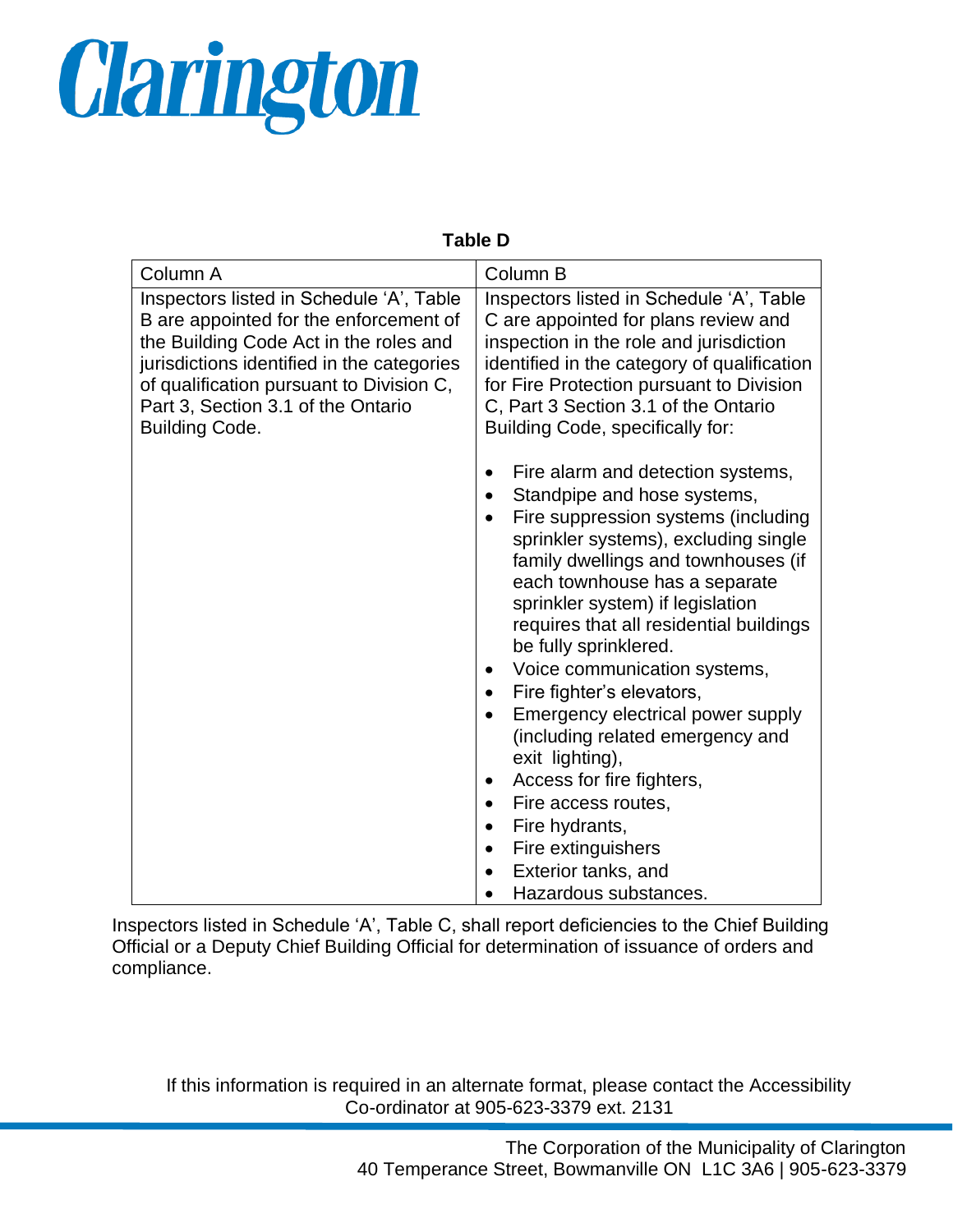**Table D**

| Column A | Column B |
|---|---|
| Inspectors listed in Schedule 'A', Table B are appointed for the enforcement of the Building Code Act in the roles and jurisdictions identified in the categories of qualification pursuant to Division C, Part 3, Section 3.1 of the Ontario Building Code. | Inspectors listed in Schedule 'A', Table C are appointed for plans review and inspection in the role and jurisdiction identified in the category of qualification for Fire Protection pursuant to Division C, Part 3 Section 3.1 of the Ontario Building Code, specifically for:<br><br>• Fire alarm and detection systems,<br>• Standpipe and hose systems,<br>• Fire suppression systems (including sprinkler systems), excluding single family dwellings and townhouses (if each townhouse has a separate sprinkler system) if legislation requires that all residential buildings be fully sprinklered.<br>• Voice communication systems,<br>• Fire fighter's elevators,<br>• Emergency electrical power supply (including related emergency and exit lighting),<br>• Access for fire fighters,<br>• Fire access routes,<br>• Fire hydrants,<br>• Fire extinguishers<br>• Exterior tanks, and<br>• Hazardous substances. |

Inspectors listed in Schedule 'A', Table C, shall report deficiencies to the Chief Building Official or a Deputy Chief Building Official for determination of issuance of orders and compliance.

If this information is required in an alternate format, please contact the Accessibility Co-ordinator at 905-623-3379 ext. 2131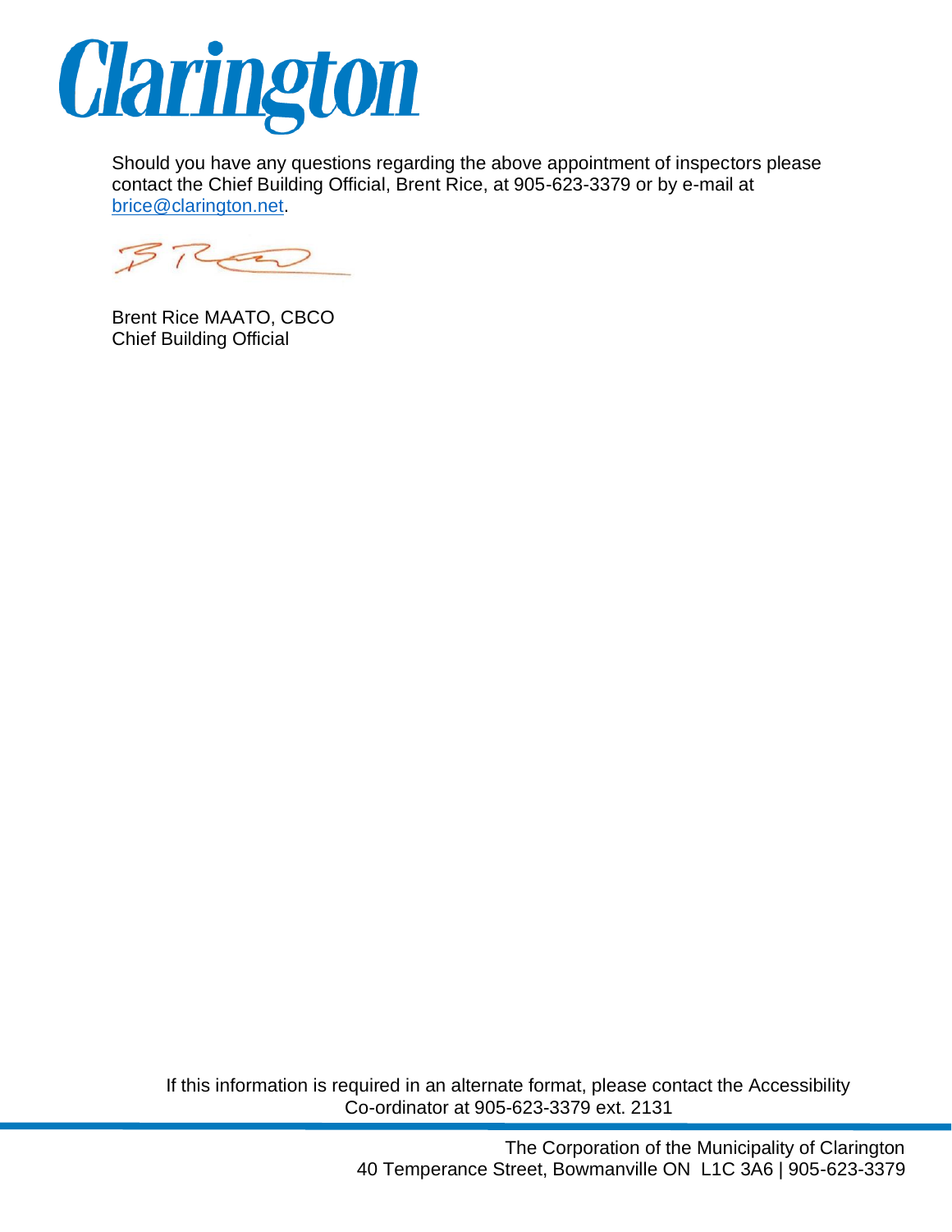Should you have any questions regarding the above appointment of inspectors please contact the Chief Building Official, Brent Rice, at 905-623-3379 or by e-mail at brice@clarington.net.

Brent Rice MAATO, CBCO
Chief Building Official

If this information is required in an alternate format, please contact the Accessibility Co-ordinator at 905-623-3379 ext. 2131

The Corporation of the Municipality of Clarington
40 Temperance Street, Bowmanville ON L1C 3A6 | 905-623-3379